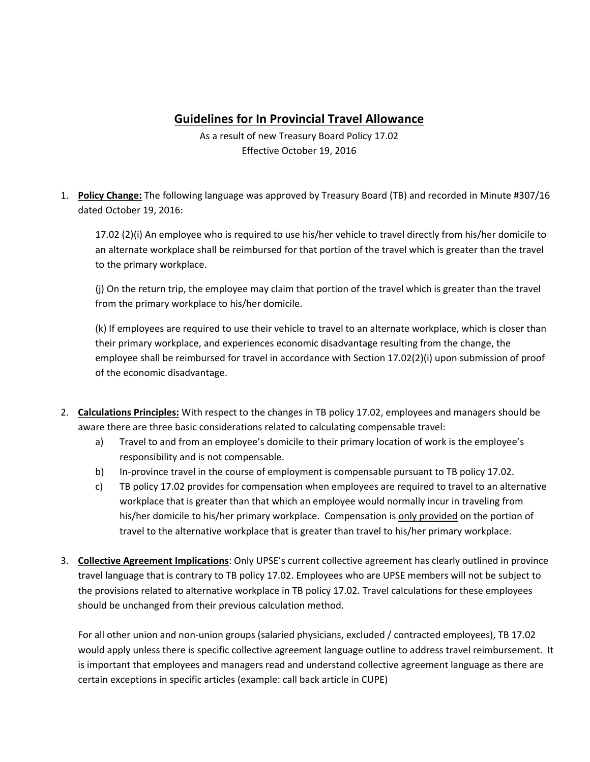# Guidelines for In Provincial Travel Allowance

As a result of new Treasury Board Policy 17.02
Effective October 19, 2016

1. **Policy Change:** The following language was approved by Treasury Board (TB) and recorded in Minute #307/16 dated October 19, 2016:

   17.02 (2)(i) An employee who is required to use his/her vehicle to travel directly from his/her domicile to an alternate workplace shall be reimbursed for that portion of the travel which is greater than the travel to the primary workplace.

   (j) On the return trip, the employee may claim that portion of the travel which is greater than the travel from the primary workplace to his/her domicile.

   (k) If employees are required to use their vehicle to travel to an alternate workplace, which is closer than their primary workplace, and experiences economic disadvantage resulting from the change, the employee shall be reimbursed for travel in accordance with Section 17.02(2)(i) upon submission of proof of the economic disadvantage.

2. **Calculations Principles:** With respect to the changes in TB policy 17.02, employees and managers should be aware there are three basic considerations related to calculating compensable travel:
   a) Travel to and from an employee's domicile to their primary location of work is the employee's responsibility and is not compensable.
   b) In-province travel in the course of employment is compensable pursuant to TB policy 17.02.
   c) TB policy 17.02 provides for compensation when employees are required to travel to an alternative workplace that is greater than that which an employee would normally incur in traveling from his/her domicile to his/her primary workplace. Compensation is <u>only provided</u> on the portion of travel to the alternative workplace that is greater than travel to his/her primary workplace.

3. **Collective Agreement Implications**: Only UPSE's current collective agreement has clearly outlined in province travel language that is contrary to TB policy 17.02. Employees who are UPSE members will not be subject to the provisions related to alternative workplace in TB policy 17.02. Travel calculations for these employees should be unchanged from their previous calculation method.

   For all other union and non-union groups (salaried physicians, excluded / contracted employees), TB 17.02 would apply unless there is specific collective agreement language outline to address travel reimbursement. It is important that employees and managers read and understand collective agreement language as there are certain exceptions in specific articles (example: call back article in CUPE)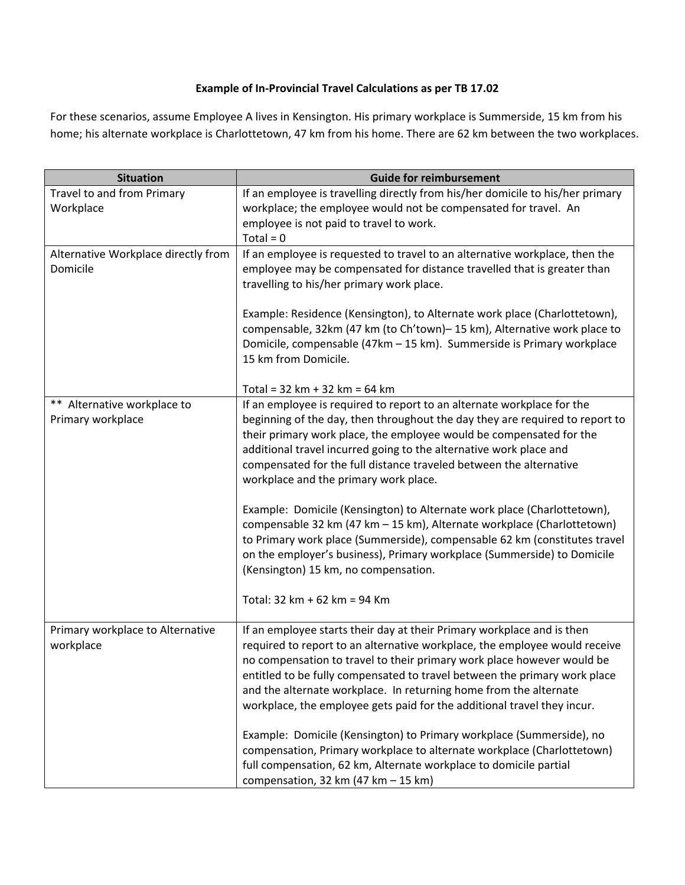**Example of In-Provincial Travel Calculations as per TB 17.02**

For these scenarios, assume Employee A lives in Kensington. His primary workplace is Summerside, 15 km from his home; his alternate workplace is Charlottetown, 47 km from his home. There are 62 km between the two workplaces.

| Situation | Guide for reimbursement |
|---|---|
| Travel to and from Primary Workplace | If an employee is travelling directly from his/her domicile to his/her primary workplace; the employee would not be compensated for travel. An employee is not paid to travel to work.<br>Total = 0 |
| Alternative Workplace directly from Domicile | If an employee is requested to travel to an alternative workplace, then the employee may be compensated for distance travelled that is greater than travelling to his/her primary work place.<br><br>Example: Residence (Kensington), to Alternate work place (Charlottetown), compensable, 32km (47 km (to Ch'town)– 15 km), Alternative work place to Domicile, compensable (47km – 15 km). Summerside is Primary workplace 15 km from Domicile.<br><br>Total = 32 km + 32 km = 64 km |
| ** Alternative workplace to Primary workplace | If an employee is required to report to an alternate workplace for the beginning of the day, then throughout the day they are required to report to their primary work place, the employee would be compensated for the additional travel incurred going to the alternative work place and compensated for the full distance traveled between the alternative workplace and the primary work place.<br><br>Example: Domicile (Kensington) to Alternate work place (Charlottetown), compensable 32 km (47 km – 15 km), Alternate workplace (Charlottetown) to Primary work place (Summerside), compensable 62 km (constitutes travel on the employer's business), Primary workplace (Summerside) to Domicile (Kensington) 15 km, no compensation.<br><br>Total: 32 km + 62 km = 94 Km |
| Primary workplace to Alternative workplace | If an employee starts their day at their Primary workplace and is then required to report to an alternative workplace, the employee would receive no compensation to travel to their primary work place however would be entitled to be fully compensated to travel between the primary work place and the alternate workplace. In returning home from the alternate workplace, the employee gets paid for the additional travel they incur.<br><br>Example: Domicile (Kensington) to Primary workplace (Summerside), no compensation, Primary workplace to alternate workplace (Charlottetown) full compensation, 62 km, Alternate workplace to domicile partial compensation, 32 km (47 km – 15 km) |